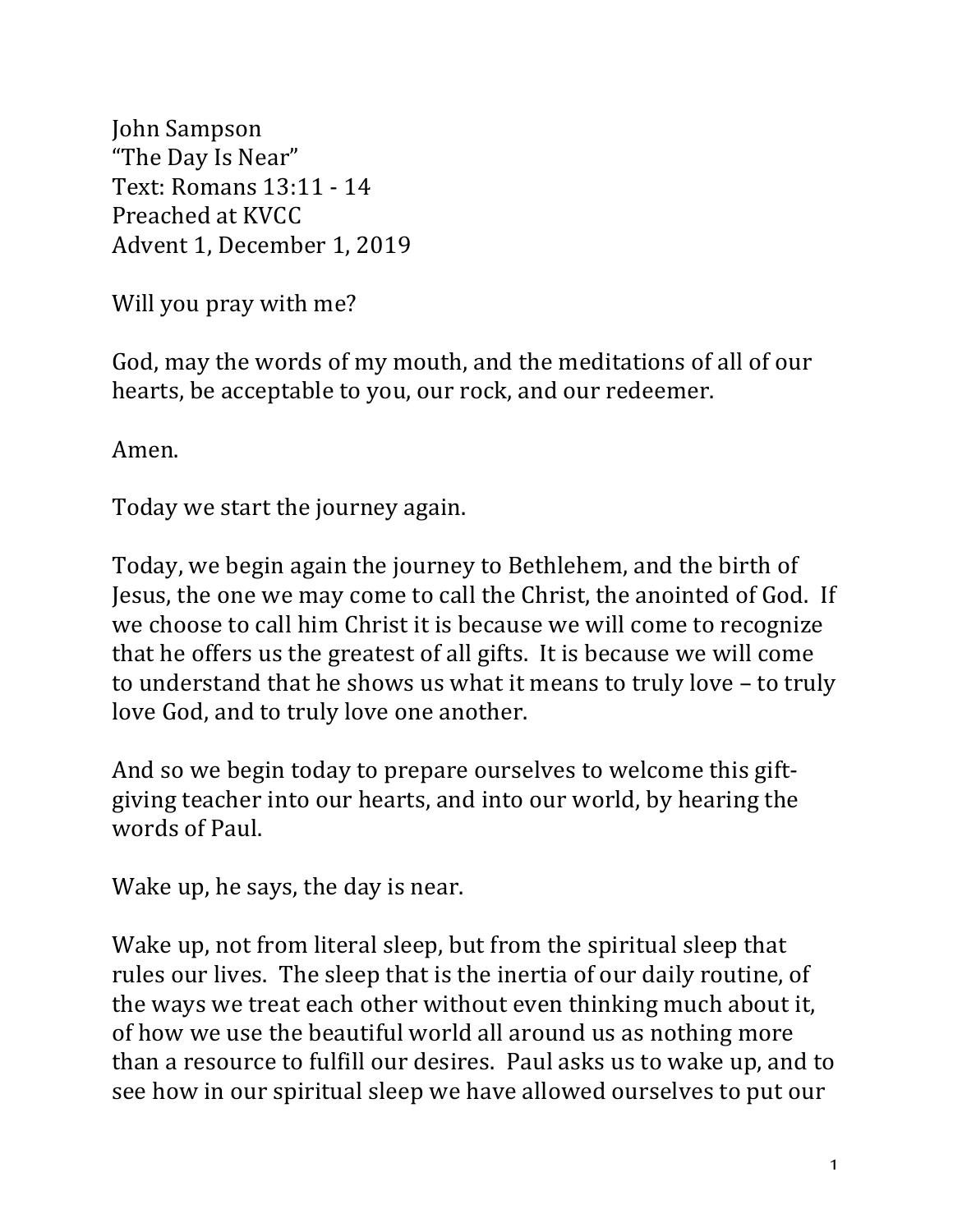John Sampson
"The Day Is Near"
Text: Romans 13:11 - 14
Preached at KVCC
Advent 1, December 1, 2019

Will you pray with me?

God, may the words of my mouth, and the meditations of all of our hearts, be acceptable to you, our rock, and our redeemer.

Amen.

Today we start the journey again.

Today, we begin again the journey to Bethlehem, and the birth of Jesus, the one we may come to call the Christ, the anointed of God. If we choose to call him Christ it is because we will come to recognize that he offers us the greatest of all gifts. It is because we will come to understand that he shows us what it means to truly love – to truly love God, and to truly love one another.

And so we begin today to prepare ourselves to welcome this gift-giving teacher into our hearts, and into our world, by hearing the words of Paul.

Wake up, he says, the day is near.

Wake up, not from literal sleep, but from the spiritual sleep that rules our lives. The sleep that is the inertia of our daily routine, of the ways we treat each other without even thinking much about it, of how we use the beautiful world all around us as nothing more than a resource to fulfill our desires. Paul asks us to wake up, and to see how in our spiritual sleep we have allowed ourselves to put our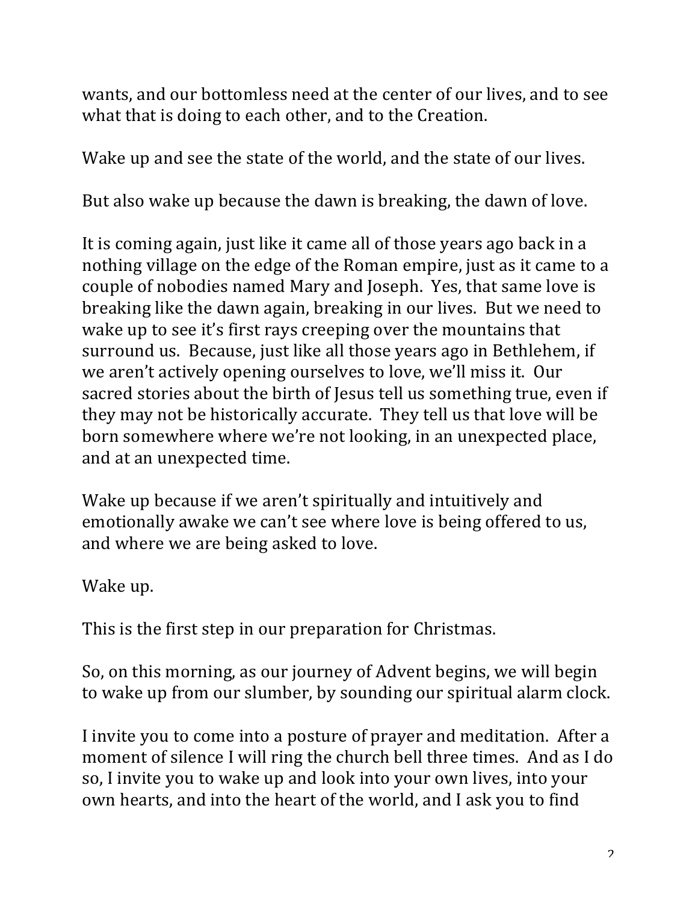wants, and our bottomless need at the center of our lives, and to see what that is doing to each other, and to the Creation.

Wake up and see the state of the world, and the state of our lives.

But also wake up because the dawn is breaking, the dawn of love.

It is coming again, just like it came all of those years ago back in a nothing village on the edge of the Roman empire, just as it came to a couple of nobodies named Mary and Joseph. Yes, that same love is breaking like the dawn again, breaking in our lives. But we need to wake up to see it's first rays creeping over the mountains that surround us. Because, just like all those years ago in Bethlehem, if we aren't actively opening ourselves to love, we'll miss it. Our sacred stories about the birth of Jesus tell us something true, even if they may not be historically accurate. They tell us that love will be born somewhere where we're not looking, in an unexpected place, and at an unexpected time.

Wake up because if we aren't spiritually and intuitively and emotionally awake we can't see where love is being offered to us, and where we are being asked to love.

Wake up.

This is the first step in our preparation for Christmas.

So, on this morning, as our journey of Advent begins, we will begin to wake up from our slumber, by sounding our spiritual alarm clock.

I invite you to come into a posture of prayer and meditation. After a moment of silence I will ring the church bell three times. And as I do so, I invite you to wake up and look into your own lives, into your own hearts, and into the heart of the world, and I ask you to find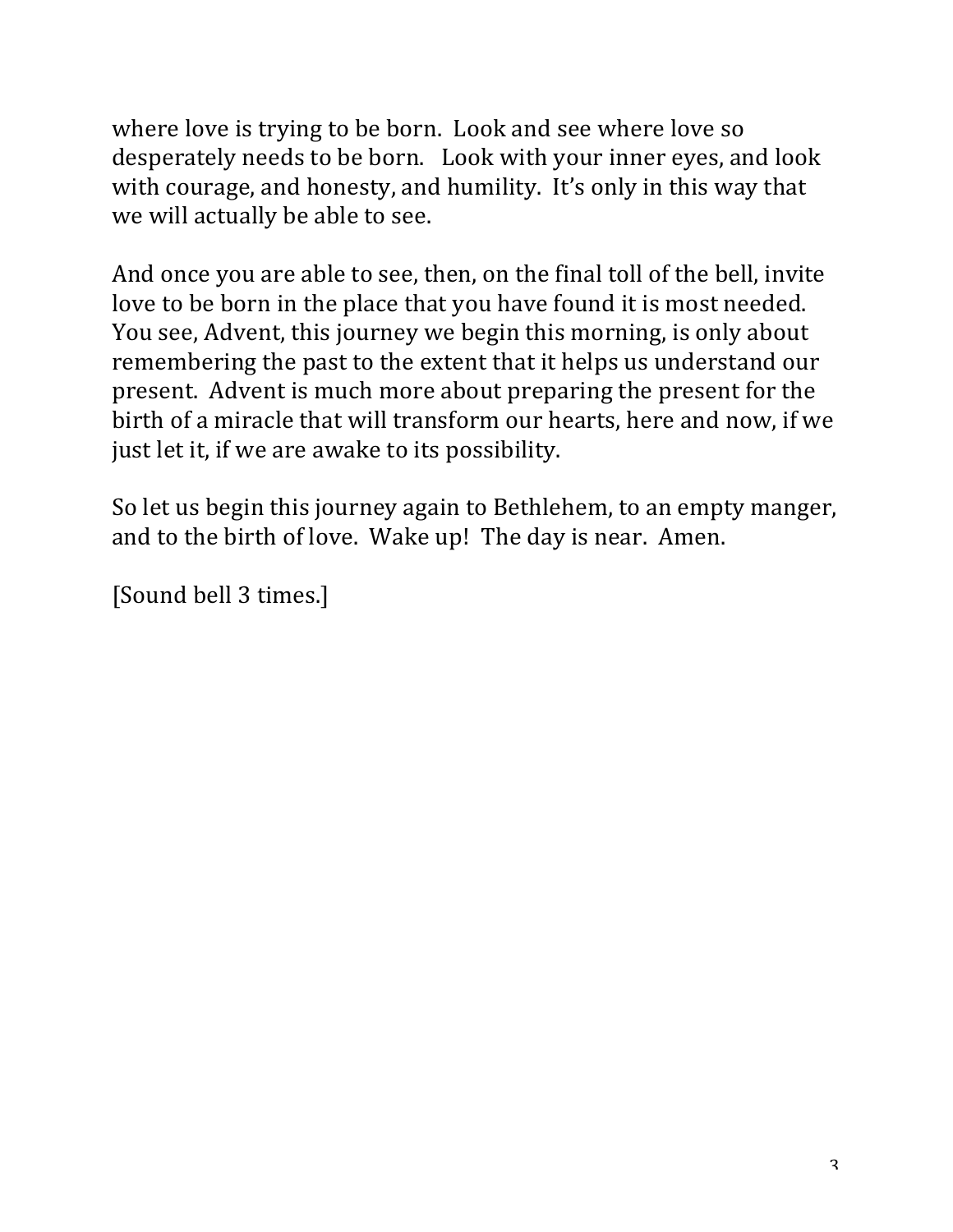where love is trying to be born. Look and see where love so desperately needs to be born. Look with your inner eyes, and look with courage, and honesty, and humility. It's only in this way that we will actually be able to see.

And once you are able to see, then, on the final toll of the bell, invite love to be born in the place that you have found it is most needed. You see, Advent, this journey we begin this morning, is only about remembering the past to the extent that it helps us understand our present. Advent is much more about preparing the present for the birth of a miracle that will transform our hearts, here and now, if we just let it, if we are awake to its possibility.

So let us begin this journey again to Bethlehem, to an empty manger, and to the birth of love. Wake up! The day is near. Amen.

[Sound bell 3 times.]